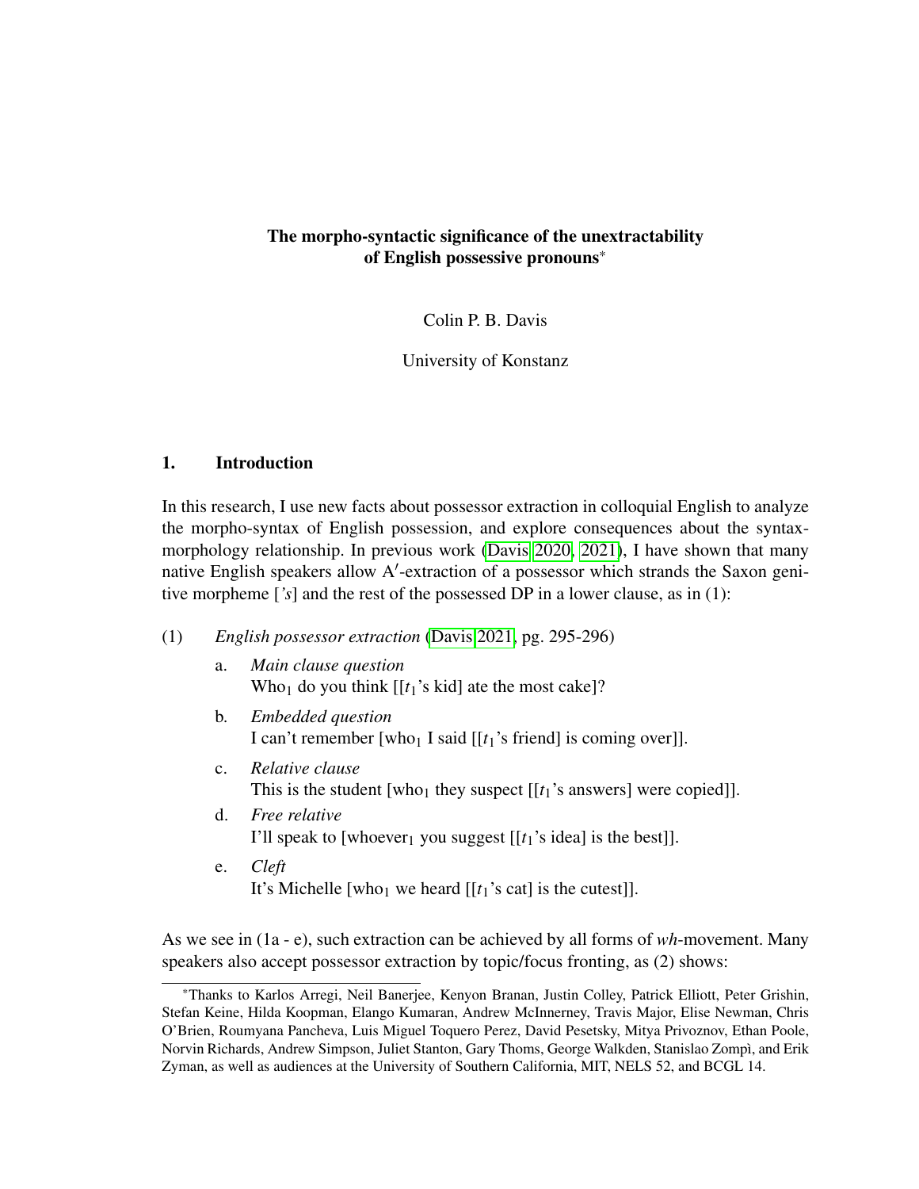# The morpho-syntactic significance of the unextractability of English possessive pronouns*

Colin P. B. Davis

University of Konstanz

## 1. Introduction

In this research, I use new facts about possessor extraction in colloquial English to analyze the morpho-syntax of English possession, and explore consequences about the syntax-morphology relationship. In previous work (Davis 2020, 2021), I have shown that many native English speakers allow A′-extraction of a possessor which strands the Saxon genitive morpheme [*'s*] and the rest of the possessed DP in a lower clause, as in (1):

(1) *English possessor extraction* (Davis 2021, pg. 295-296)

a. *Main clause question*
Who$_1$ do you think [[*t*$_1$'s kid] ate the most cake]?

b. *Embedded question*
I can't remember [who$_1$ I said [[*t*$_1$'s friend] is coming over]].

c. *Relative clause*
This is the student [who$_1$ they suspect [[*t*$_1$'s answers] were copied]].

d. *Free relative*
I'll speak to [whoever$_1$ you suggest [[*t*$_1$'s idea] is the best]].

e. *Cleft*
It's Michelle [who$_1$ we heard [[*t*$_1$'s cat] is the cutest]].

As we see in (1a - e), such extraction can be achieved by all forms of *wh*-movement. Many speakers also accept possessor extraction by topic/focus fronting, as (2) shows:

*Thanks to Karlos Arregi, Neil Banerjee, Kenyon Branan, Justin Colley, Patrick Elliott, Peter Grishin, Stefan Keine, Hilda Koopman, Elango Kumaran, Andrew McInnerney, Travis Major, Elise Newman, Chris O'Brien, Roumyana Pancheva, Luis Miguel Toquero Perez, David Pesetsky, Mitya Privoznov, Ethan Poole, Norvin Richards, Andrew Simpson, Juliet Stanton, Gary Thoms, George Walkden, Stanislao Zompì, and Erik Zyman, as well as audiences at the University of Southern California, MIT, NELS 52, and BCGL 14.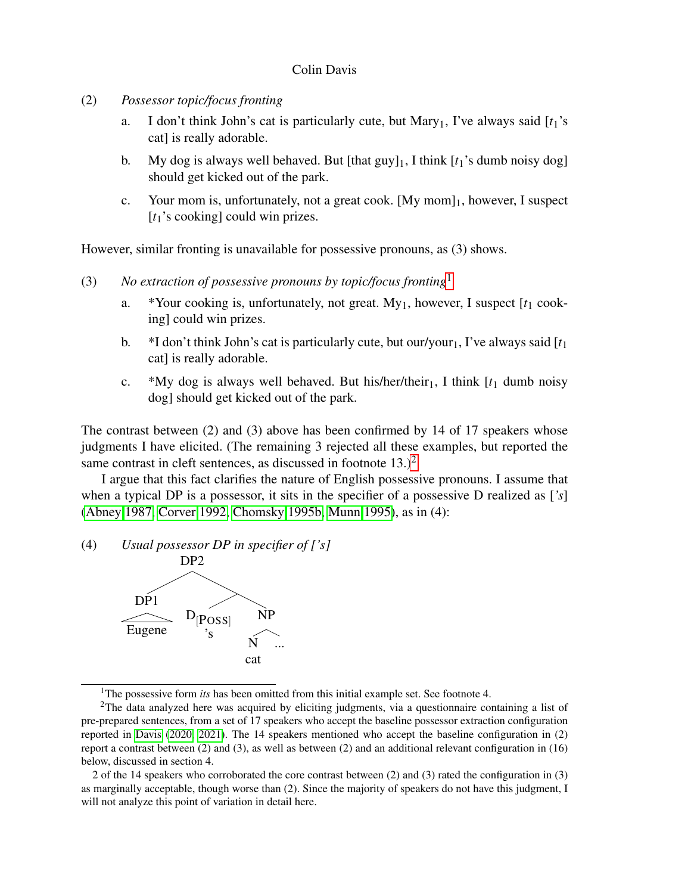(2) *Possessor topic/focus fronting*

a. I don't think John's cat is particularly cute, but Mary$_1$, I've always said [$t_1$'s cat] is really adorable.

b. My dog is always well behaved. But [that guy]$_1$, I think [$t_1$'s dumb noisy dog] should get kicked out of the park.

c. Your mom is, unfortunately, not a great cook. [My mom]$_1$, however, I suspect [$t_1$'s cooking] could win prizes.

However, similar fronting is unavailable for possessive pronouns, as (3) shows.

(3) *No extraction of possessive pronouns by topic/focus fronting*[1]

a. *Your cooking is, unfortunately, not great. My$_1$, however, I suspect [$t_1$ cooking] could win prizes.

b. *I don't think John's cat is particularly cute, but our/your$_1$, I've always said [$t_1$ cat] is really adorable.

c. *My dog is always well behaved. But his/her/their$_1$, I think [$t_1$ dumb noisy dog] should get kicked out of the park.

The contrast between (2) and (3) above has been confirmed by 14 of 17 speakers whose judgments I have elicited. (The remaining 3 rejected all these examples, but reported the same contrast in cleft sentences, as discussed in footnote 13.)[2]

I argue that this fact clarifies the nature of English possessive pronouns. I assume that when a typical DP is a possessor, it sits in the specifier of a possessive D realized as [*'s*] (Abney 1987, Corver 1992, Chomsky 1995b, Munn 1995), as in (4):

(4) *Usual possessor DP in specifier of ['s]*

```
            DP2
          /     \
       DP1       D'
        |      /    \
     Eugene  D[POSS]  NP
               's    /  \
                    N   ...
                   cat
```

[1]The possessive form *its* has been omitted from this initial example set. See footnote 4.

[2]The data analyzed here was acquired by eliciting judgments, via a questionnaire containing a list of pre-prepared sentences, from a set of 17 speakers who accept the baseline possessor extraction configuration reported in Davis (2020, 2021). The 14 speakers mentioned who accept the baseline configuration in (2) report a contrast between (2) and (3), as well as between (2) and an additional relevant configuration in (16) below, discussed in section 4.

2 of the 14 speakers who corroborated the core contrast between (2) and (3) rated the configuration in (3) as marginally acceptable, though worse than (2). Since the majority of speakers do not have this judgment, I will not analyze this point of variation in detail here.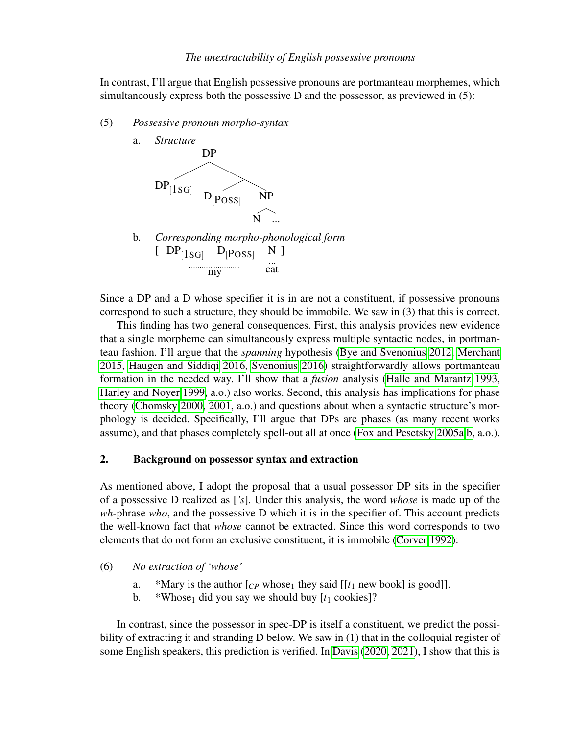In contrast, I'll argue that English possessive pronouns are portmanteau morphemes, which simultaneously express both the possessive D and the possessor, as previewed in (5):

(5) *Possessive pronoun morpho-syntax*

a. *Structure*

```
        DP
       /  \
DP[1SG]    .
          / \
   D[POSS]   NP
             / \
            N   ...
```

b. *Corresponding morpho-phonological form*

[ DP$_{[1SG]}$ D$_{[POSS]}$ N ]
   my   cat

Since a DP and a D whose specifier it is in are not a constituent, if possessive pronouns correspond to such a structure, they should be immobile. We saw in (3) that this is correct.

This finding has two general consequences. First, this analysis provides new evidence that a single morpheme can simultaneously express multiple syntactic nodes, in portmanteau fashion. I'll argue that the *spanning* hypothesis (Bye and Svenonius 2012, Merchant 2015, Haugen and Siddiqi 2016, Svenonius 2016) straightforwardly allows portmanteau formation in the needed way. I'll show that a *fusion* analysis (Halle and Marantz 1993, Harley and Noyer 1999, a.o.) also works. Second, this analysis has implications for phase theory (Chomsky 2000, 2001, a.o.) and questions about when a syntactic structure's morphology is decided. Specifically, I'll argue that DPs are phases (as many recent works assume), and that phases completely spell-out all at once (Fox and Pesetsky 2005a,b, a.o.).

## 2. Background on possessor syntax and extraction

As mentioned above, I adopt the proposal that a usual possessor DP sits in the specifier of a possessive D realized as [*'s*]. Under this analysis, the word *whose* is made up of the *wh*-phrase *who*, and the possessive D which it is in the specifier of. This account predicts the well-known fact that *whose* cannot be extracted. Since this word corresponds to two elements that do not form an exclusive constituent, it is immobile (Corver 1992):

(6) *No extraction of 'whose'*

a. *Mary is the author [$_{CP}$ whose$_1$ they said [[$t_1$ new book] is good]].

b. *Whose$_1$ did you say we should buy [$t_1$ cookies]?

In contrast, since the possessor in spec-DP is itself a constituent, we predict the possibility of extracting it and stranding D below. We saw in (1) that in the colloquial register of some English speakers, this prediction is verified. In Davis (2020, 2021), I show that this is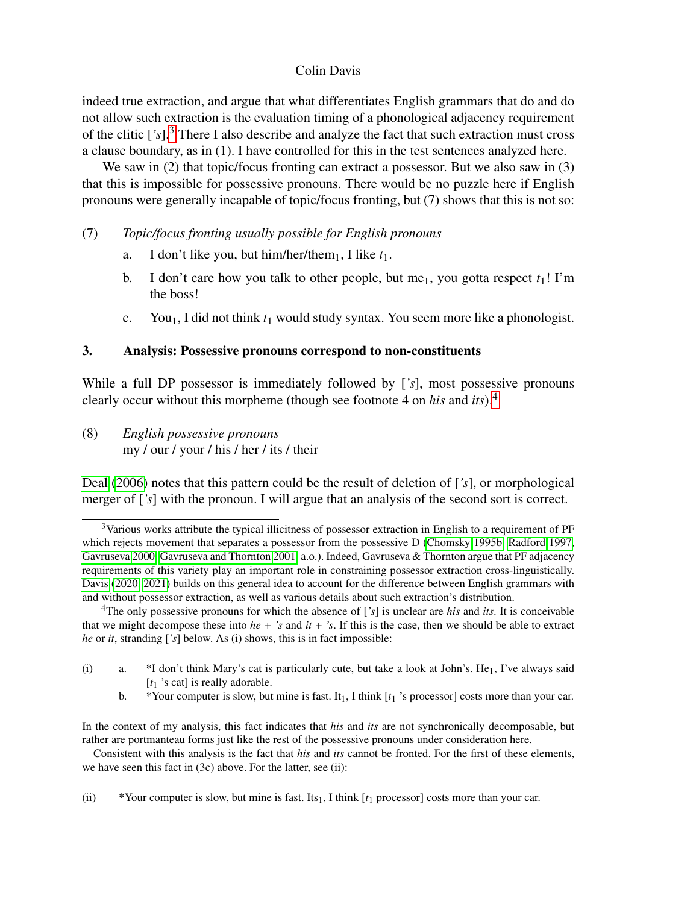indeed true extraction, and argue that what differentiates English grammars that do and do not allow such extraction is the evaluation timing of a phonological adjacency requirement of the clitic [*'s*].[3] There I also describe and analyze the fact that such extraction must cross a clause boundary, as in (1). I have controlled for this in the test sentences analyzed here.

We saw in (2) that topic/focus fronting can extract a possessor. But we also saw in (3) that this is impossible for possessive pronouns. There would be no puzzle here if English pronouns were generally incapable of topic/focus fronting, but (7) shows that this is not so:

(7) *Topic/focus fronting usually possible for English pronouns*

a. I don't like you, but him/her/them$_1$, I like $t_1$.

b. I don't care how you talk to other people, but me$_1$, you gotta respect $t_1$! I'm the boss!

c. You$_1$, I did not think $t_1$ would study syntax. You seem more like a phonologist.

## 3. Analysis: Possessive pronouns correspond to non-constituents

While a full DP possessor is immediately followed by [*'s*], most possessive pronouns clearly occur without this morpheme (though see footnote 4 on *his* and *its*).[4]

(8) *English possessive pronouns*
my / our / your / his / her / its / their

Deal (2006) notes that this pattern could be the result of deletion of [*'s*], or morphological merger of [*'s*] with the pronoun. I will argue that an analysis of the second sort is correct.

---

[3] Various works attribute the typical illicitness of possessor extraction in English to a requirement of PF which rejects movement that separates a possessor from the possessive D (Chomsky 1995b, Radford 1997, Gavruseva 2000, Gavruseva and Thornton 2001, a.o.). Indeed, Gavruseva & Thornton argue that PF adjacency requirements of this variety play an important role in constraining possessor extraction cross-linguistically. Davis (2020, 2021) builds on this general idea to account for the difference between English grammars with and without possessor extraction, as well as various details about such extraction's distribution.

[4] The only possessive pronouns for which the absence of [*'s*] is unclear are *his* and *its*. It is conceivable that we might decompose these into *he + 's* and *it + 's*. If this is the case, then we should be able to extract *he* or *it*, stranding [*'s*] below. As (i) shows, this is in fact impossible:

(i) a. *I don't think Mary's cat is particularly cute, but take a look at John's. He$_1$, I've always said [$t_1$ 's cat] is really adorable.

b. *Your computer is slow, but mine is fast. It$_1$, I think [$t_1$ 's processor] costs more than your car.

In the context of my analysis, this fact indicates that *his* and *its* are not synchronically decomposable, but rather are portmanteau forms just like the rest of the possessive pronouns under consideration here.

Consistent with this analysis is the fact that *his* and *its* cannot be fronted. For the first of these elements, we have seen this fact in (3c) above. For the latter, see (ii):

(ii) *Your computer is slow, but mine is fast. Its$_1$, I think [$t_1$ processor] costs more than your car.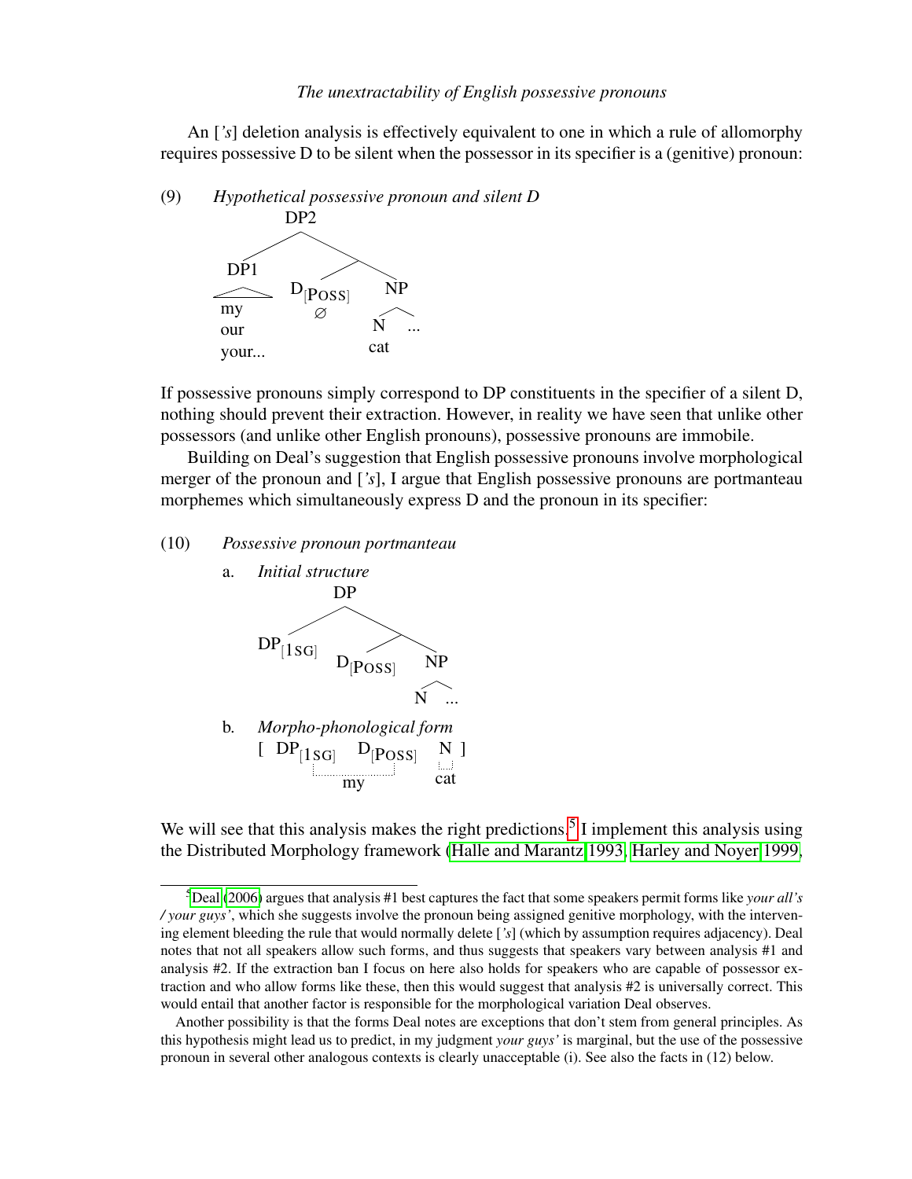An [*'s*] deletion analysis is effectively equivalent to one in which a rule of allomorphy requires possessive D to be silent when the possessor in its specifier is a (genitive) pronoun:

(9) *Hypothetical possessive pronoun and silent D*

```
            DP2
          /     \
       DP1        \
       /\        /  \
      my     D[POSS]  NP
      our      ∅     /  \
      your...       N   ...
                   cat
```

If possessive pronouns simply correspond to DP constituents in the specifier of a silent D, nothing should prevent their extraction. However, in reality we have seen that unlike other possessors (and unlike other English pronouns), possessive pronouns are immobile.

Building on Deal's suggestion that English possessive pronouns involve morphological merger of the pronoun and [*'s*], I argue that English possessive pronouns are portmanteau morphemes which simultaneously express D and the pronoun in its specifier:

(10) *Possessive pronoun portmanteau*

a. *Initial structure*

```
            DP
          /    \
   DP[1SG]       \
              /    \
         D[POSS]    NP
                   /  \
                  N   ...
```

b. *Morpho-phonological form*

[ $\text{DP}_{[1\text{SG}]}$ $\text{D}_{[\text{POSS}]}$ N ]
  my  cat

We will see that this analysis makes the right predictions.[5] I implement this analysis using the Distributed Morphology framework (Halle and Marantz 1993, Harley and Noyer 1999,

---

[5] Deal (2006) argues that analysis #1 best captures the fact that some speakers permit forms like *your all's / your guys'*, which she suggests involve the pronoun being assigned genitive morphology, with the intervening element bleeding the rule that would normally delete [*'s*] (which by assumption requires adjacency). Deal notes that not all speakers allow such forms, and thus suggests that speakers vary between analysis #1 and analysis #2. If the extraction ban I focus on here also holds for speakers who are capable of possessor extraction and who allow forms like these, then this would suggest that analysis #2 is universally correct. This would entail that another factor is responsible for the morphological variation Deal observes.

Another possibility is that the forms Deal notes are exceptions that don't stem from general principles. As this hypothesis might lead us to predict, in my judgment *your guys'* is marginal, but the use of the possessive pronoun in several other analogous contexts is clearly unacceptable (i). See also the facts in (12) below.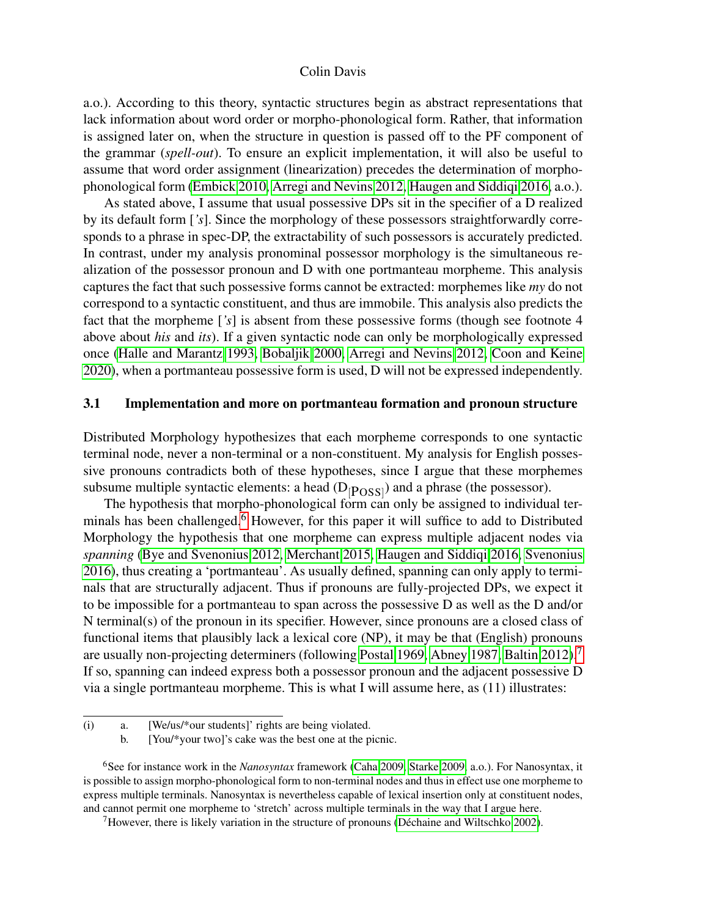a.o.). According to this theory, syntactic structures begin as abstract representations that lack information about word order or morpho-phonological form. Rather, that information is assigned later on, when the structure in question is passed off to the PF component of the grammar (*spell-out*). To ensure an explicit implementation, it will also be useful to assume that word order assignment (linearization) precedes the determination of morpho-phonological form (Embick 2010, Arregi and Nevins 2012, Haugen and Siddiqi 2016, a.o.).

As stated above, I assume that usual possessive DPs sit in the specifier of a D realized by its default form [*'s*]. Since the morphology of these possessors straightforwardly corresponds to a phrase in spec-DP, the extractability of such possessors is accurately predicted. In contrast, under my analysis pronominal possessor morphology is the simultaneous realization of the possessor pronoun and D with one portmanteau morpheme. This analysis captures the fact that such possessive forms cannot be extracted: morphemes like *my* do not correspond to a syntactic constituent, and thus are immobile. This analysis also predicts the fact that the morpheme [*'s*] is absent from these possessive forms (though see footnote 4 above about *his* and *its*). If a given syntactic node can only be morphologically expressed once (Halle and Marantz 1993, Bobaljik 2000, Arregi and Nevins 2012, Coon and Keine 2020), when a portmanteau possessive form is used, D will not be expressed independently.

### 3.1 Implementation and more on portmanteau formation and pronoun structure

Distributed Morphology hypothesizes that each morpheme corresponds to one syntactic terminal node, never a non-terminal or a non-constituent. My analysis for English possessive pronouns contradicts both of these hypotheses, since I argue that these morphemes subsume multiple syntactic elements: a head ($D_{[POSS]}$) and a phrase (the possessor).

The hypothesis that morpho-phonological form can only be assigned to individual terminals has been challenged.[6] However, for this paper it will suffice to add to Distributed Morphology the hypothesis that one morpheme can express multiple adjacent nodes via *spanning* (Bye and Svenonius 2012, Merchant 2015, Haugen and Siddiqi 2016, Svenonius 2016), thus creating a 'portmanteau'. As usually defined, spanning can only apply to terminals that are structurally adjacent. Thus if pronouns are fully-projected DPs, we expect it to be impossible for a portmanteau to span across the possessive D as well as the D and/or N terminal(s) of the pronoun in its specifier. However, since pronouns are a closed class of functional items that plausibly lack a lexical core (NP), it may be that (English) pronouns are usually non-projecting determiners (following Postal 1969, Abney 1987, Baltin 2012).[7] If so, spanning can indeed express both a possessor pronoun and the adjacent possessive D via a single portmanteau morpheme. This is what I will assume here, as (11) illustrates:

---

(i) a. [We/us/*our students]' rights are being violated.
 b. [You/*your two]'s cake was the best one at the picnic.

[6] See for instance work in the *Nanosyntax* framework (Caha 2009, Starke 2009, a.o.). For Nanosyntax, it is possible to assign morpho-phonological form to non-terminal nodes and thus in effect use one morpheme to express multiple terminals. Nanosyntax is nevertheless capable of lexical insertion only at constituent nodes, and cannot permit one morpheme to 'stretch' across multiple terminals in the way that I argue here.

[7] However, there is likely variation in the structure of pronouns (Déchaine and Wiltschko 2002).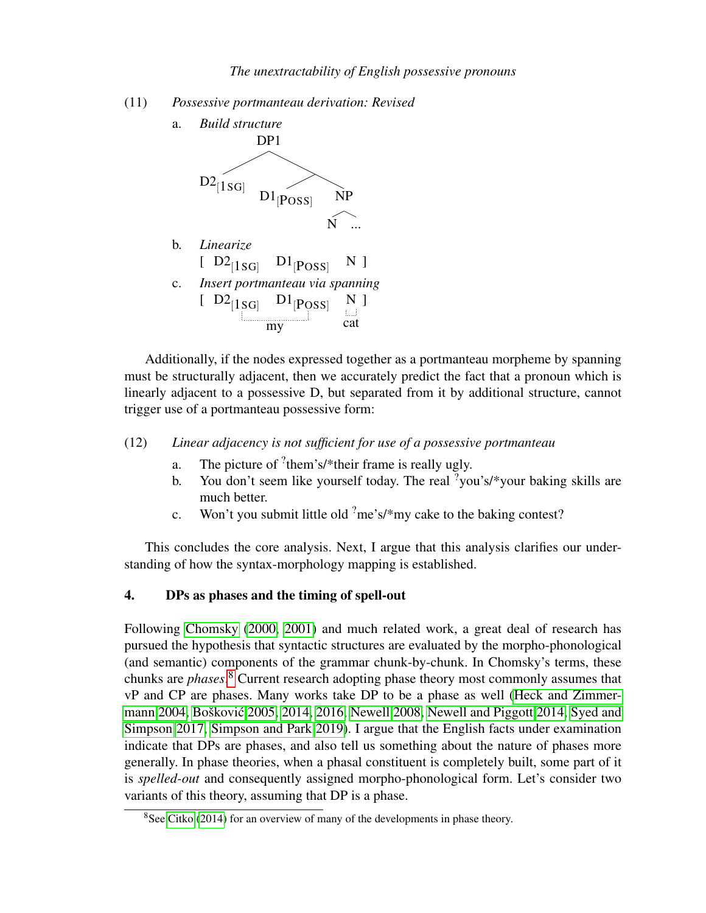(11) *Possessive portmanteau derivation: Revised*

a. *Build structure*

```
        DP1
       /    \
D2[1SG]      .
            /  \
     D1[POSS]   NP
                /\
               N  ...
```

b. *Linearize*

[ $D2_{[1SG]}$ $D1_{[POSS]}$ N ]

c. *Insert portmanteau via spanning*

[ $D2_{[1SG]}$ $D1_{[POSS]}$ N ]

(D2 and D1 spanned: *my*; N: *cat*)

Additionally, if the nodes expressed together as a portmanteau morpheme by spanning must be structurally adjacent, then we accurately predict the fact that a pronoun which is linearly adjacent to a possessive D, but separated from it by additional structure, cannot trigger use of a portmanteau possessive form:

(12) *Linear adjacency is not sufficient for use of a possessive portmanteau*

a. The picture of ?them's/*their frame is really ugly.

b. You don't seem like yourself today. The real ?you's/*your baking skills are much better.

c. Won't you submit little old ?me's/*my cake to the baking contest?

This concludes the core analysis. Next, I argue that this analysis clarifies our understanding of how the syntax-morphology mapping is established.

## 4. DPs as phases and the timing of spell-out

Following Chomsky (2000, 2001) and much related work, a great deal of research has pursued the hypothesis that syntactic structures are evaluated by the morpho-phonological (and semantic) components of the grammar chunk-by-chunk. In Chomsky's terms, these chunks are *phases*.[8] Current research adopting phase theory most commonly assumes that vP and CP are phases. Many works take DP to be a phase as well (Heck and Zimmermann 2004, Bošković 2005, 2014, 2016, Newell 2008, Newell and Piggott 2014, Syed and Simpson 2017, Simpson and Park 2019). I argue that the English facts under examination indicate that DPs are phases, and also tell us something about the nature of phases more generally. In phase theories, when a phasal constituent is completely built, some part of it is *spelled-out* and consequently assigned morpho-phonological form. Let's consider two variants of this theory, assuming that DP is a phase.

[8] See Citko (2014) for an overview of many of the developments in phase theory.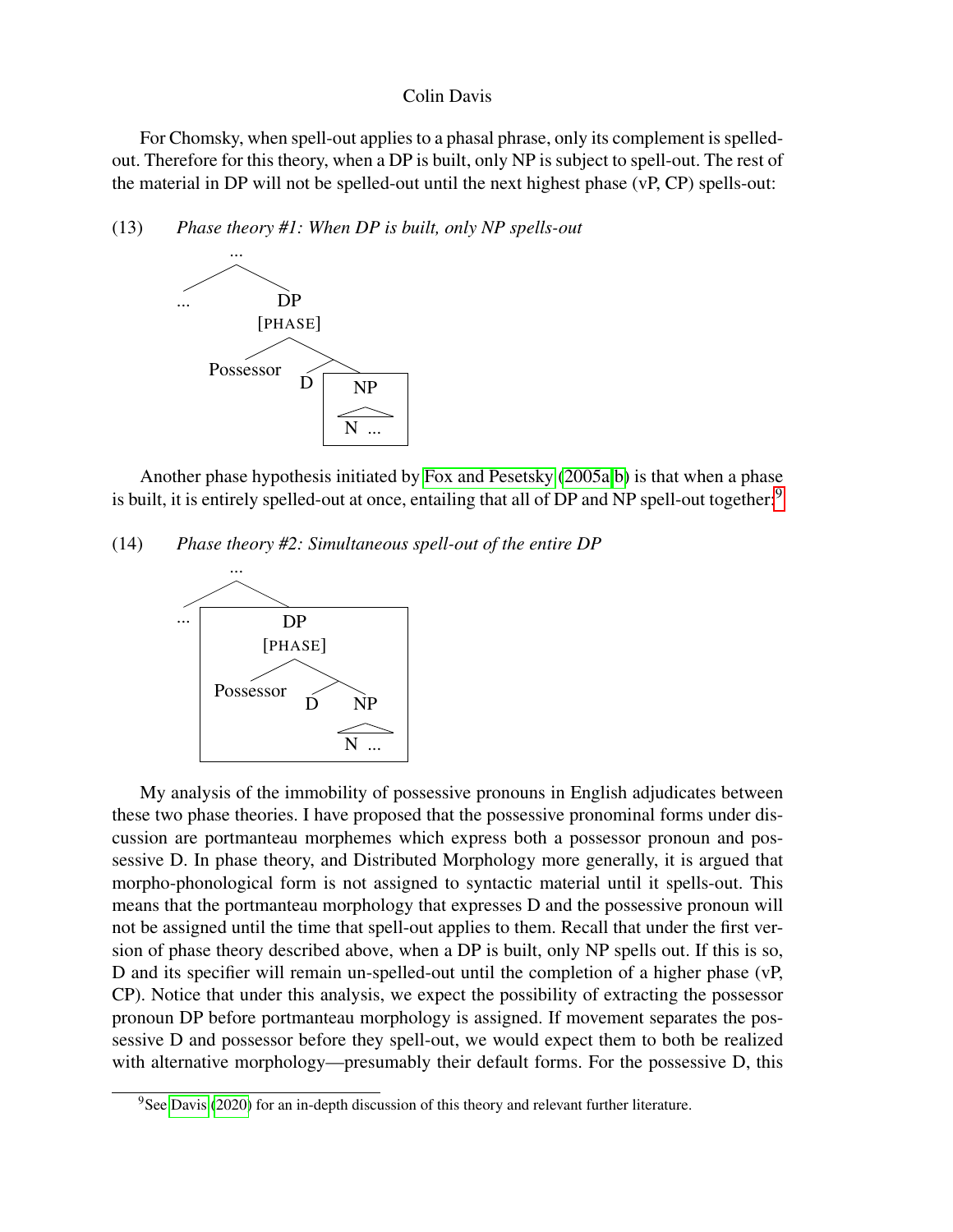For Chomsky, when spell-out applies to a phasal phrase, only its complement is spelled-out. Therefore for this theory, when a DP is built, only NP is subject to spell-out. The rest of the material in DP will not be spelled-out until the next highest phase (vP, CP) spells-out:

(13) *Phase theory #1: When DP is built, only NP spells-out*

```
        ...
       /   \
     ...    DP
          [PHASE]
          /     \
   Possessor    /\
               D  [NP
                   /\
                   N ...]
```

Another phase hypothesis initiated by Fox and Pesetsky (2005a,b) is that when a phase is built, it is entirely spelled-out at once, entailing that all of DP and NP spell-out together:[9]

(14) *Phase theory #2: Simultaneous spell-out of the entire DP*

```
        ...
       /   \
     ...   [DP
          [PHASE]
          /     \
   Possessor    /\
               D  NP
                  /\
                  N ...]
```

My analysis of the immobility of possessive pronouns in English adjudicates between these two phase theories. I have proposed that the possessive pronominal forms under discussion are portmanteau morphemes which express both a possessor pronoun and possessive D. In phase theory, and Distributed Morphology more generally, it is argued that morpho-phonological form is not assigned to syntactic material until it spells-out. This means that the portmanteau morphology that expresses D and the possessive pronoun will not be assigned until the time that spell-out applies to them. Recall that under the first version of phase theory described above, when a DP is built, only NP spells out. If this is so, D and its specifier will remain un-spelled-out until the completion of a higher phase (vP, CP). Notice that under this analysis, we expect the possibility of extracting the possessor pronoun DP before portmanteau morphology is assigned. If movement separates the possessive D and possessor before they spell-out, we would expect them to both be realized with alternative morphology—presumably their default forms. For the possessive D, this

[9] See Davis (2020) for an in-depth discussion of this theory and relevant further literature.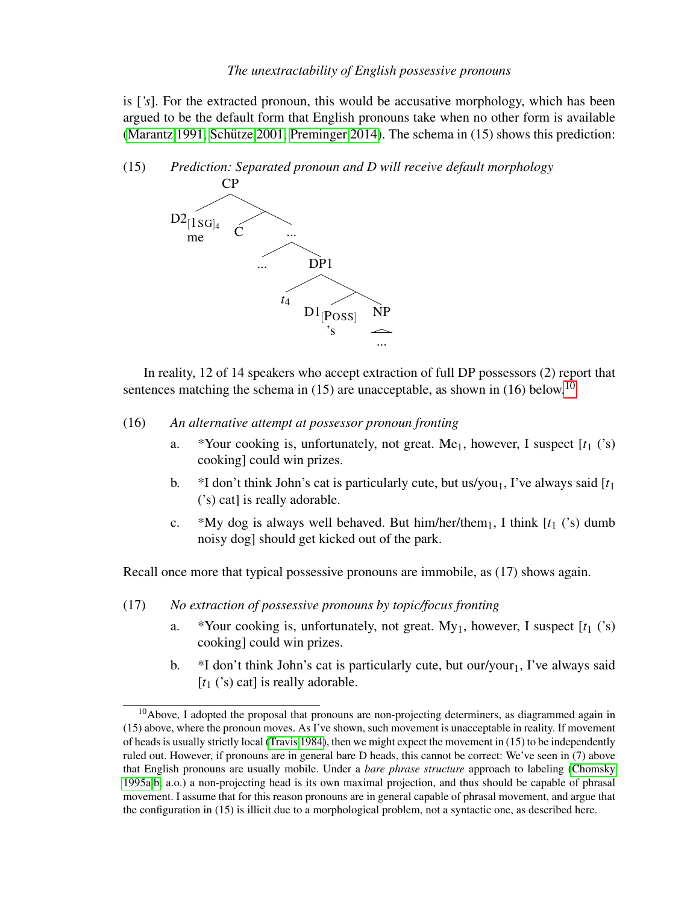is [*'s*]. For the extracted pronoun, this would be accusative morphology, which has been argued to be the default form that English pronouns take when no other form is available (Marantz 1991, Schütze 2001, Preminger 2014). The schema in (15) shows this prediction:

(15) *Prediction: Separated pronoun and D will receive default morphology*

```
CP
├── D2[1SG]4
│   me
└── 
    ├── C
    └── ...
        ├── ...
        └── DP1
            ├── t4
            └── 
                ├── D1[POSS]
                │   's
                └── NP
                    ...
```

In reality, 12 of 14 speakers who accept extraction of full DP possessors (2) report that sentences matching the schema in (15) are unacceptable, as shown in (16) below.[10]

(16) *An alternative attempt at possessor pronoun fronting*

a. *Your cooking is, unfortunately, not great. Me$_1$, however, I suspect [$t_1$ ('s) cooking] could win prizes.

b. *I don't think John's cat is particularly cute, but us/you$_1$, I've always said [$t_1$ ('s) cat] is really adorable.

c. *My dog is always well behaved. But him/her/them$_1$, I think [$t_1$ ('s) dumb noisy dog] should get kicked out of the park.

Recall once more that typical possessive pronouns are immobile, as (17) shows again.

(17) *No extraction of possessive pronouns by topic/focus fronting*

a. *Your cooking is, unfortunately, not great. My$_1$, however, I suspect [$t_1$ ('s) cooking] could win prizes.

b. *I don't think John's cat is particularly cute, but our/your$_1$, I've always said [$t_1$ ('s) cat] is really adorable.

---

[10] Above, I adopted the proposal that pronouns are non-projecting determiners, as diagrammed again in (15) above, where the pronoun moves. As I've shown, such movement is unacceptable in reality. If movement of heads is usually strictly local (Travis 1984), then we might expect the movement in (15) to be independently ruled out. However, if pronouns are in general bare D heads, this cannot be correct: We've seen in (7) above that English pronouns are usually mobile. Under a *bare phrase structure* approach to labeling (Chomsky 1995a,b, a.o.) a non-projecting head is its own maximal projection, and thus should be capable of phrasal movement. I assume that for this reason pronouns are in general capable of phrasal movement, and argue that the configuration in (15) is illicit due to a morphological problem, not a syntactic one, as described here.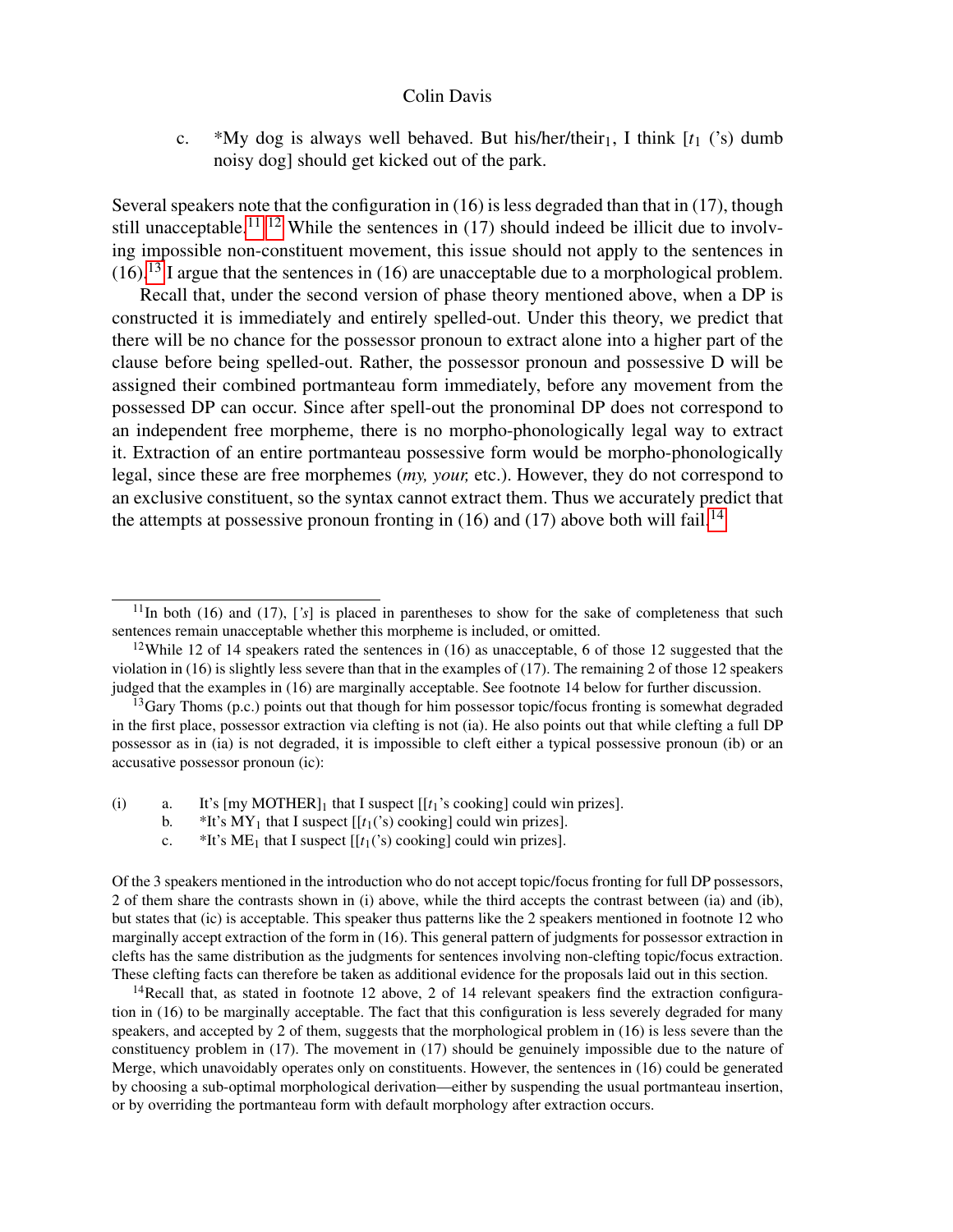c. *My dog is always well behaved. But his/her/their$_1$, I think [$t_1$ ('s) dumb noisy dog] should get kicked out of the park.

Several speakers note that the configuration in (16) is less degraded than that in (17), though still unacceptable.[11] [12] While the sentences in (17) should indeed be illicit due to involving impossible non-constituent movement, this issue should not apply to the sentences in (16).[13] I argue that the sentences in (16) are unacceptable due to a morphological problem.

Recall that, under the second version of phase theory mentioned above, when a DP is constructed it is immediately and entirely spelled-out. Under this theory, we predict that there will be no chance for the possessor pronoun to extract alone into a higher part of the clause before being spelled-out. Rather, the possessor pronoun and possessive D will be assigned their combined portmanteau form immediately, before any movement from the possessed DP can occur. Since after spell-out the pronominal DP does not correspond to an independent free morpheme, there is no morpho-phonologically legal way to extract it. Extraction of an entire portmanteau possessive form would be morpho-phonologically legal, since these are free morphemes (*my, your,* etc.). However, they do not correspond to an exclusive constituent, so the syntax cannot extract them. Thus we accurately predict that the attempts at possessive pronoun fronting in (16) and (17) above both will fail.[14]

---

[11] In both (16) and (17), [*'s*] is placed in parentheses to show for the sake of completeness that such sentences remain unacceptable whether this morpheme is included, or omitted.

[12] While 12 of 14 speakers rated the sentences in (16) as unacceptable, 6 of those 12 suggested that the violation in (16) is slightly less severe than that in the examples of (17). The remaining 2 of those 12 speakers judged that the examples in (16) are marginally acceptable. See footnote 14 below for further discussion.

[13] Gary Thoms (p.c.) points out that though for him possessor topic/focus fronting is somewhat degraded in the first place, possessor extraction via clefting is not (ia). He also points out that while clefting a full DP possessor as in (ia) is not degraded, it is impossible to cleft either a typical possessive pronoun (ib) or an accusative possessor pronoun (ic):

(i) a. It's [my MOTHER]$_1$ that I suspect [[$t_1$'s cooking] could win prizes].
  b. *It's MY$_1$ that I suspect [[$t_1$('s) cooking] could win prizes].
  c. *It's ME$_1$ that I suspect [[$t_1$('s) cooking] could win prizes].

Of the 3 speakers mentioned in the introduction who do not accept topic/focus fronting for full DP possessors, 2 of them share the contrasts shown in (i) above, while the third accepts the contrast between (ia) and (ib), but states that (ic) is acceptable. This speaker thus patterns like the 2 speakers mentioned in footnote 12 who marginally accept extraction of the form in (16). This general pattern of judgments for possessor extraction in clefts has the same distribution as the judgments for sentences involving non-clefting topic/focus extraction. These clefting facts can therefore be taken as additional evidence for the proposals laid out in this section.

[14] Recall that, as stated in footnote 12 above, 2 of 14 relevant speakers find the extraction configuration in (16) to be marginally acceptable. The fact that this configuration is less severely degraded for many speakers, and accepted by 2 of them, suggests that the morphological problem in (16) is less severe than the constituency problem in (17). The movement in (17) should be genuinely impossible due to the nature of Merge, which unavoidably operates only on constituents. However, the sentences in (16) could be generated by choosing a sub-optimal morphological derivation—either by suspending the usual portmanteau insertion, or by overriding the portmanteau form with default morphology after extraction occurs.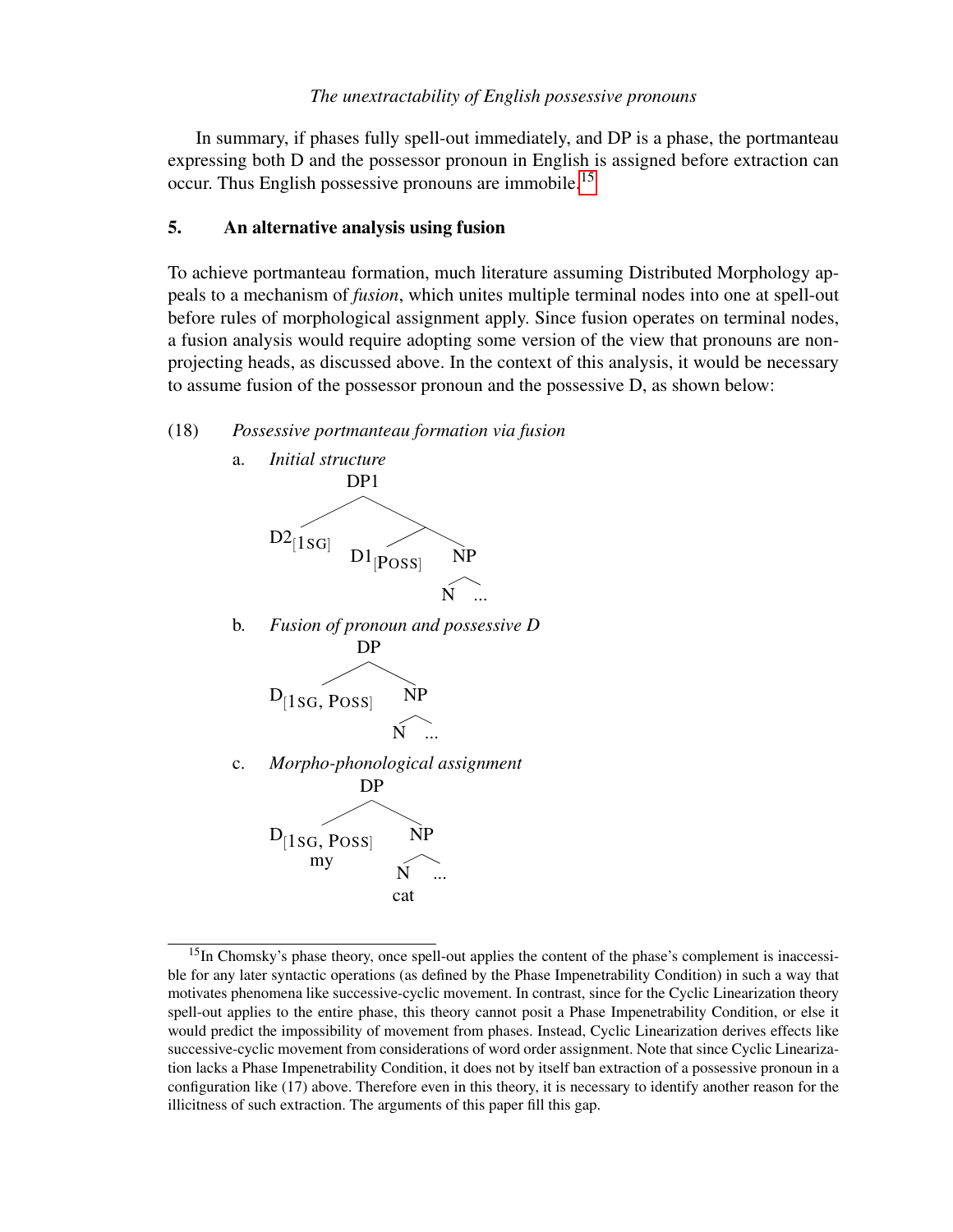In summary, if phases fully spell-out immediately, and DP is a phase, the portmanteau expressing both D and the possessor pronoun in English is assigned before extraction can occur. Thus English possessive pronouns are immobile.[15]

## 5. An alternative analysis using fusion

To achieve portmanteau formation, much literature assuming Distributed Morphology appeals to a mechanism of *fusion*, which unites multiple terminal nodes into one at spell-out before rules of morphological assignment apply. Since fusion operates on terminal nodes, a fusion analysis would require adopting some version of the view that pronouns are non-projecting heads, as discussed above. In the context of this analysis, it would be necessary to assume fusion of the possessor pronoun and the possessive D, as shown below:

(18) *Possessive portmanteau formation via fusion*

a. *Initial structure*

```
[DP1 D2[1SG] [ D1[POSS] [NP N ... ] ] ]
```

b. *Fusion of pronoun and possessive D*

```
[DP D[1SG, POSS] [NP N ... ] ]
```

c. *Morpho-phonological assignment*

```
[DP D[1SG, POSS] [NP N ... ] ]
        my          cat
```

---

[15] In Chomsky's phase theory, once spell-out applies the content of the phase's complement is inaccessible for any later syntactic operations (as defined by the Phase Impenetrability Condition) in such a way that motivates phenomena like successive-cyclic movement. In contrast, since for the Cyclic Linearization theory spell-out applies to the entire phase, this theory cannot posit a Phase Impenetrability Condition, or else it would predict the impossibility of movement from phases. Instead, Cyclic Linearization derives effects like successive-cyclic movement from considerations of word order assignment. Note that since Cyclic Linearization lacks a Phase Impenetrability Condition, it does not by itself ban extraction of a possessive pronoun in a configuration like (17) above. Therefore even in this theory, it is necessary to identify another reason for the illicitness of such extraction. The arguments of this paper fill this gap.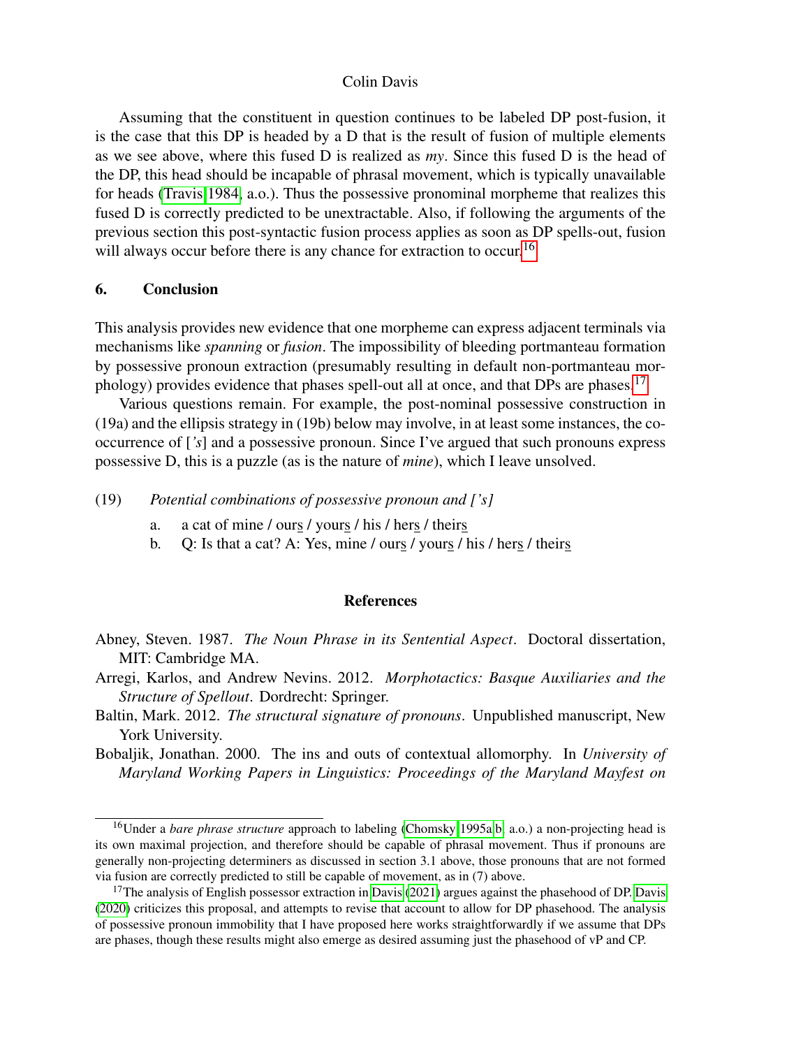Assuming that the constituent in question continues to be labeled DP post-fusion, it is the case that this DP is headed by a D that is the result of fusion of multiple elements as we see above, where this fused D is realized as *my*. Since this fused D is the head of the DP, this head should be incapable of phrasal movement, which is typically unavailable for heads (Travis 1984, a.o.). Thus the possessive pronominal morpheme that realizes this fused D is correctly predicted to be unextractable. Also, if following the arguments of the previous section this post-syntactic fusion process applies as soon as DP spells-out, fusion will always occur before there is any chance for extraction to occur.[16]

## 6. Conclusion

This analysis provides new evidence that one morpheme can express adjacent terminals via mechanisms like *spanning* or *fusion*. The impossibility of bleeding portmanteau formation by possessive pronoun extraction (presumably resulting in default non-portmanteau morphology) provides evidence that phases spell-out all at once, and that DPs are phases.[17]

Various questions remain. For example, the post-nominal possessive construction in (19a) and the ellipsis strategy in (19b) below may involve, in at least some instances, the co-occurrence of [*'s*] and a possessive pronoun. Since I've argued that such pronouns express possessive D, this is a puzzle (as is the nature of *mine*), which I leave unsolved.

(19) *Potential combinations of possessive pronoun and ['s]*

a. a cat of mine / our<u>s</u> / your<u>s</u> / his / her<u>s</u> / their<u>s</u>

b. Q: Is that a cat? A: Yes, mine / our<u>s</u> / your<u>s</u> / his / her<u>s</u> / their<u>s</u>

## References

Abney, Steven. 1987. *The Noun Phrase in its Sentential Aspect*. Doctoral dissertation, MIT: Cambridge MA.

Arregi, Karlos, and Andrew Nevins. 2012. *Morphotactics: Basque Auxiliaries and the Structure of Spellout*. Dordrecht: Springer.

Baltin, Mark. 2012. *The structural signature of pronouns*. Unpublished manuscript, New York University.

Bobaljik, Jonathan. 2000. The ins and outs of contextual allomorphy. In *University of Maryland Working Papers in Linguistics: Proceedings of the Maryland Mayfest on*

---

[16] Under a *bare phrase structure* approach to labeling (Chomsky 1995a,b, a.o.) a non-projecting head is its own maximal projection, and therefore should be capable of phrasal movement. Thus if pronouns are generally non-projecting determiners as discussed in section 3.1 above, those pronouns that are not formed via fusion are correctly predicted to still be capable of movement, as in (7) above.

[17] The analysis of English possessor extraction in Davis (2021) argues against the phasehood of DP. Davis (2020) criticizes this proposal, and attempts to revise that account to allow for DP phasehood. The analysis of possessive pronoun immobility that I have proposed here works straightforwardly if we assume that DPs are phases, though these results might also emerge as desired assuming just the phasehood of vP and CP.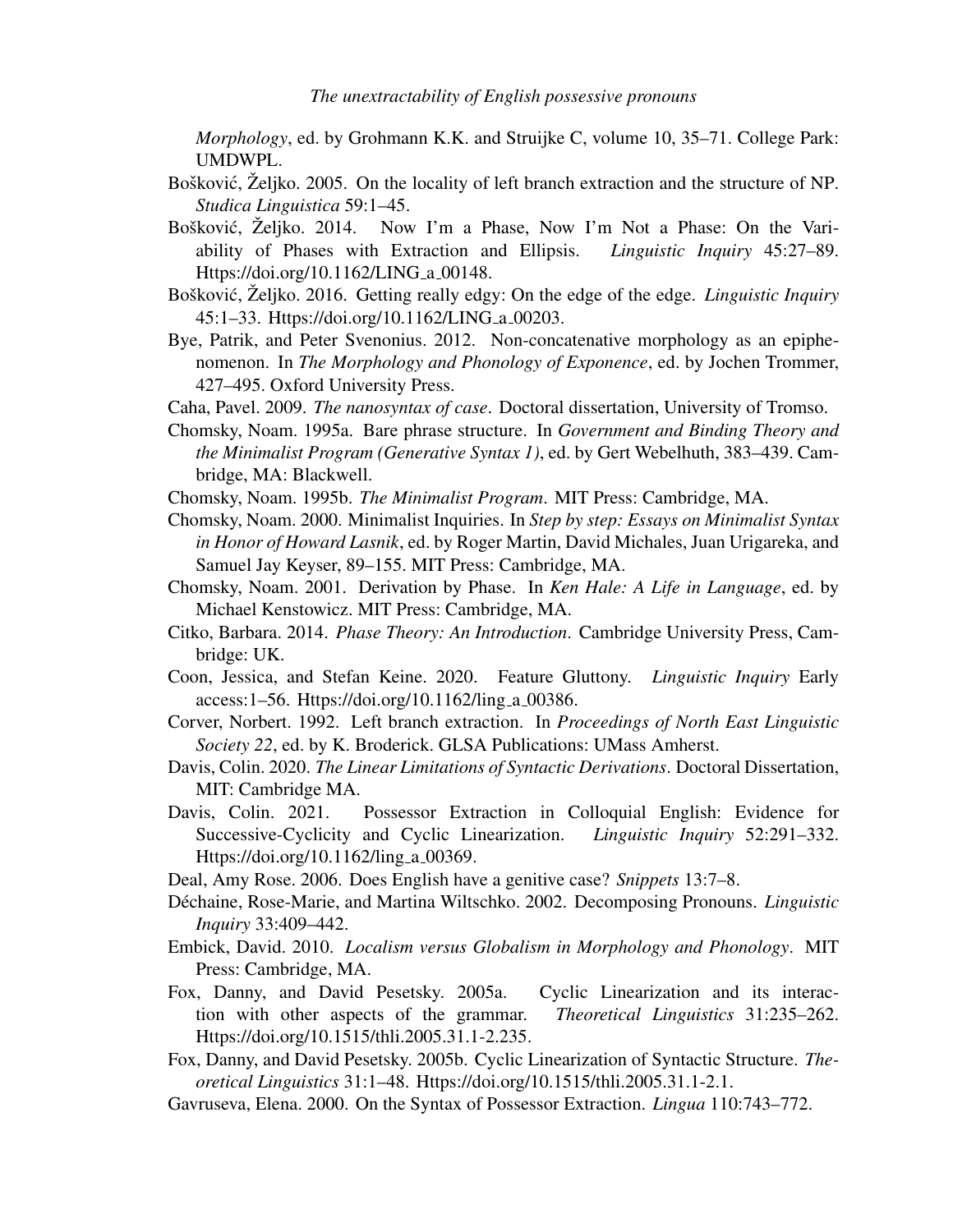*Morphology*, ed. by Grohmann K.K. and Struijke C, volume 10, 35–71. College Park: UMDWPL.

Bošković, Željko. 2005. On the locality of left branch extraction and the structure of NP. *Studica Linguistica* 59:1–45.

Bošković, Željko. 2014. Now I'm a Phase, Now I'm Not a Phase: On the Variability of Phases with Extraction and Ellipsis. *Linguistic Inquiry* 45:27–89. Https://doi.org/10.1162/LING_a_00148.

Bošković, Željko. 2016. Getting really edgy: On the edge of the edge. *Linguistic Inquiry* 45:1–33. Https://doi.org/10.1162/LING_a_00203.

Bye, Patrik, and Peter Svenonius. 2012. Non-concatenative morphology as an epiphenomenon. In *The Morphology and Phonology of Exponence*, ed. by Jochen Trommer, 427–495. Oxford University Press.

Caha, Pavel. 2009. *The nanosyntax of case*. Doctoral dissertation, University of Tromso.

Chomsky, Noam. 1995a. Bare phrase structure. In *Government and Binding Theory and the Minimalist Program (Generative Syntax 1)*, ed. by Gert Webelhuth, 383–439. Cambridge, MA: Blackwell.

Chomsky, Noam. 1995b. *The Minimalist Program*. MIT Press: Cambridge, MA.

Chomsky, Noam. 2000. Minimalist Inquiries. In *Step by step: Essays on Minimalist Syntax in Honor of Howard Lasnik*, ed. by Roger Martin, David Michales, Juan Urigareka, and Samuel Jay Keyser, 89–155. MIT Press: Cambridge, MA.

Chomsky, Noam. 2001. Derivation by Phase. In *Ken Hale: A Life in Language*, ed. by Michael Kenstowicz. MIT Press: Cambridge, MA.

Citko, Barbara. 2014. *Phase Theory: An Introduction*. Cambridge University Press, Cambridge: UK.

Coon, Jessica, and Stefan Keine. 2020. Feature Gluttony. *Linguistic Inquiry* Early access:1–56. Https://doi.org/10.1162/ling_a_00386.

Corver, Norbert. 1992. Left branch extraction. In *Proceedings of North East Linguistic Society 22*, ed. by K. Broderick. GLSA Publications: UMass Amherst.

Davis, Colin. 2020. *The Linear Limitations of Syntactic Derivations*. Doctoral Dissertation, MIT: Cambridge MA.

Davis, Colin. 2021. Possessor Extraction in Colloquial English: Evidence for Successive-Cyclicity and Cyclic Linearization. *Linguistic Inquiry* 52:291–332. Https://doi.org/10.1162/ling_a_00369.

Deal, Amy Rose. 2006. Does English have a genitive case? *Snippets* 13:7–8.

Déchaine, Rose-Marie, and Martina Wiltschko. 2002. Decomposing Pronouns. *Linguistic Inquiry* 33:409–442.

Embick, David. 2010. *Localism versus Globalism in Morphology and Phonology*. MIT Press: Cambridge, MA.

Fox, Danny, and David Pesetsky. 2005a. Cyclic Linearization and its interaction with other aspects of the grammar. *Theoretical Linguistics* 31:235–262. Https://doi.org/10.1515/thli.2005.31.1-2.235.

Fox, Danny, and David Pesetsky. 2005b. Cyclic Linearization of Syntactic Structure. *Theoretical Linguistics* 31:1–48. Https://doi.org/10.1515/thli.2005.31.1-2.1.

Gavruseva, Elena. 2000. On the Syntax of Possessor Extraction. *Lingua* 110:743–772.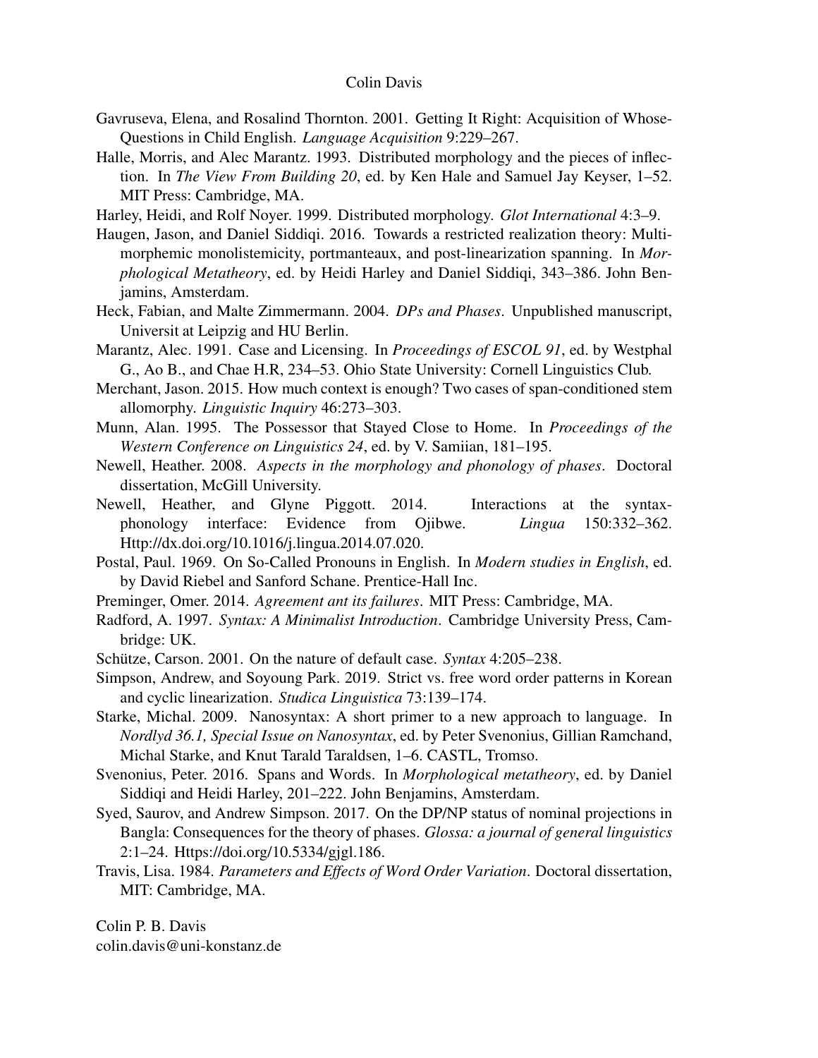Gavruseva, Elena, and Rosalind Thornton. 2001. Getting It Right: Acquisition of Whose-Questions in Child English. *Language Acquisition* 9:229–267.

Halle, Morris, and Alec Marantz. 1993. Distributed morphology and the pieces of inflection. In *The View From Building 20*, ed. by Ken Hale and Samuel Jay Keyser, 1–52. MIT Press: Cambridge, MA.

Harley, Heidi, and Rolf Noyer. 1999. Distributed morphology. *Glot International* 4:3–9.

Haugen, Jason, and Daniel Siddiqi. 2016. Towards a restricted realization theory: Multimorphemic monolistemicity, portmanteaux, and post-linearization spanning. In *Morphological Metatheory*, ed. by Heidi Harley and Daniel Siddiqi, 343–386. John Benjamins, Amsterdam.

Heck, Fabian, and Malte Zimmermann. 2004. *DPs and Phases*. Unpublished manuscript, Universit at Leipzig and HU Berlin.

Marantz, Alec. 1991. Case and Licensing. In *Proceedings of ESCOL 91*, ed. by Westphal G., Ao B., and Chae H.R, 234–53. Ohio State University: Cornell Linguistics Club.

Merchant, Jason. 2015. How much context is enough? Two cases of span-conditioned stem allomorphy. *Linguistic Inquiry* 46:273–303.

Munn, Alan. 1995. The Possessor that Stayed Close to Home. In *Proceedings of the Western Conference on Linguistics 24*, ed. by V. Samiian, 181–195.

Newell, Heather. 2008. *Aspects in the morphology and phonology of phases*. Doctoral dissertation, McGill University.

Newell, Heather, and Glyne Piggott. 2014. Interactions at the syntax-phonology interface: Evidence from Ojibwe. *Lingua* 150:332–362. Http://dx.doi.org/10.1016/j.lingua.2014.07.020.

Postal, Paul. 1969. On So-Called Pronouns in English. In *Modern studies in English*, ed. by David Riebel and Sanford Schane. Prentice-Hall Inc.

Preminger, Omer. 2014. *Agreement ant its failures*. MIT Press: Cambridge, MA.

Radford, A. 1997. *Syntax: A Minimalist Introduction*. Cambridge University Press, Cambridge: UK.

Schütze, Carson. 2001. On the nature of default case. *Syntax* 4:205–238.

Simpson, Andrew, and Soyoung Park. 2019. Strict vs. free word order patterns in Korean and cyclic linearization. *Studica Linguistica* 73:139–174.

Starke, Michal. 2009. Nanosyntax: A short primer to a new approach to language. In *Nordlyd 36.1, Special Issue on Nanosyntax*, ed. by Peter Svenonius, Gillian Ramchand, Michal Starke, and Knut Tarald Taraldsen, 1–6. CASTL, Tromso.

Svenonius, Peter. 2016. Spans and Words. In *Morphological metatheory*, ed. by Daniel Siddiqi and Heidi Harley, 201–222. John Benjamins, Amsterdam.

Syed, Saurov, and Andrew Simpson. 2017. On the DP/NP status of nominal projections in Bangla: Consequences for the theory of phases. *Glossa: a journal of general linguistics* 2:1–24. Https://doi.org/10.5334/gjgl.186.

Travis, Lisa. 1984. *Parameters and Effects of Word Order Variation*. Doctoral dissertation, MIT: Cambridge, MA.

Colin P. B. Davis
colin.davis@uni-konstanz.de